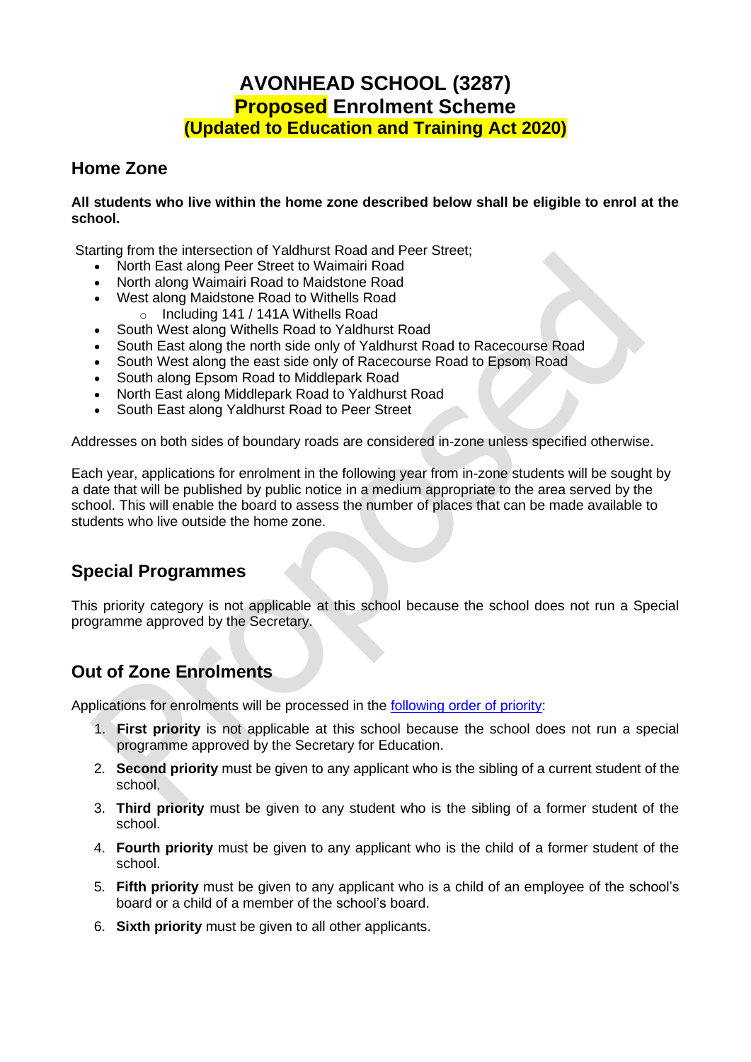# AVONHEAD SCHOOL (3287)
# Proposed Enrolment Scheme
### (Updated to Education and Training Act 2020)

## Home Zone

**All students who live within the home zone described below shall be eligible to enrol at the school.**

Starting from the intersection of Yaldhurst Road and Peer Street;

- North East along Peer Street to Waimairi Road
- North along Waimairi Road to Maidstone Road
- West along Maidstone Road to Withells Road
  - Including 141 / 141A Withells Road
- South West along Withells Road to Yaldhurst Road
- South East along the north side only of Yaldhurst Road to Racecourse Road
- South West along the east side only of Racecourse Road to Epsom Road
- South along Epsom Road to Middlepark Road
- North East along Middlepark Road to Yaldhurst Road
- South East along Yaldhurst Road to Peer Street

Addresses on both sides of boundary roads are considered in-zone unless specified otherwise.

Each year, applications for enrolment in the following year from in-zone students will be sought by a date that will be published by public notice in a medium appropriate to the area served by the school. This will enable the board to assess the number of places that can be made available to students who live outside the home zone.

## Special Programmes

This priority category is not applicable at this school because the school does not run a Special programme approved by the Secretary.

## Out of Zone Enrolments

Applications for enrolments will be processed in the following order of priority:

1. **First priority** is not applicable at this school because the school does not run a special programme approved by the Secretary for Education.
2. **Second priority** must be given to any applicant who is the sibling of a current student of the school.
3. **Third priority** must be given to any student who is the sibling of a former student of the school.
4. **Fourth priority** must be given to any applicant who is the child of a former student of the school.
5. **Fifth priority** must be given to any applicant who is a child of an employee of the school's board or a child of a member of the school's board.
6. **Sixth priority** must be given to all other applicants.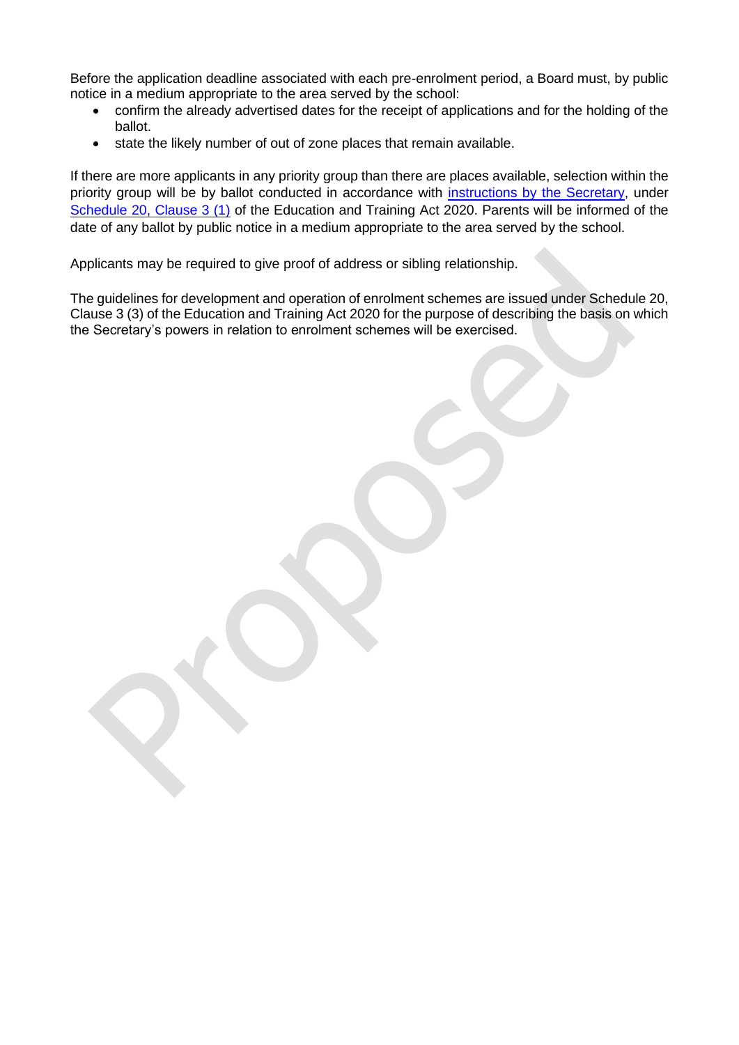Before the application deadline associated with each pre-enrolment period, a Board must, by public notice in a medium appropriate to the area served by the school:

- confirm the already advertised dates for the receipt of applications and for the holding of the ballot.
- state the likely number of out of zone places that remain available.

If there are more applicants in any priority group than there are places available, selection within the priority group will be by ballot conducted in accordance with instructions by the Secretary, under Schedule 20, Clause 3 (1) of the Education and Training Act 2020. Parents will be informed of the date of any ballot by public notice in a medium appropriate to the area served by the school.

Applicants may be required to give proof of address or sibling relationship.

The guidelines for development and operation of enrolment schemes are issued under Schedule 20, Clause 3 (3) of the Education and Training Act 2020 for the purpose of describing the basis on which the Secretary's powers in relation to enrolment schemes will be exercised.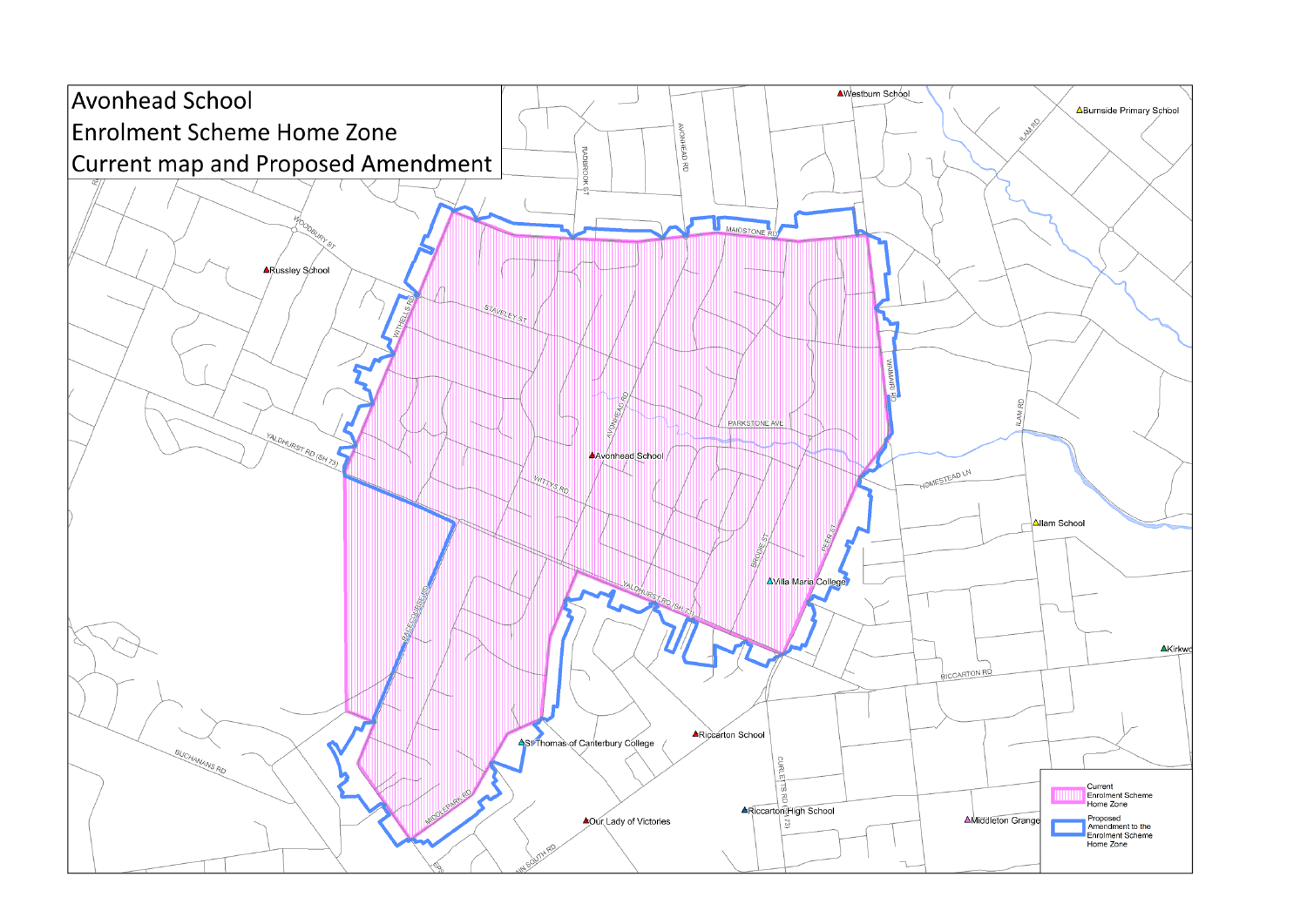# Avonhead School

## Enrolment Scheme Home Zone

## Current map and Proposed Amendment

Current Enrolment Scheme Home Zone

Proposed Amendment to the Enrolment Scheme Home Zone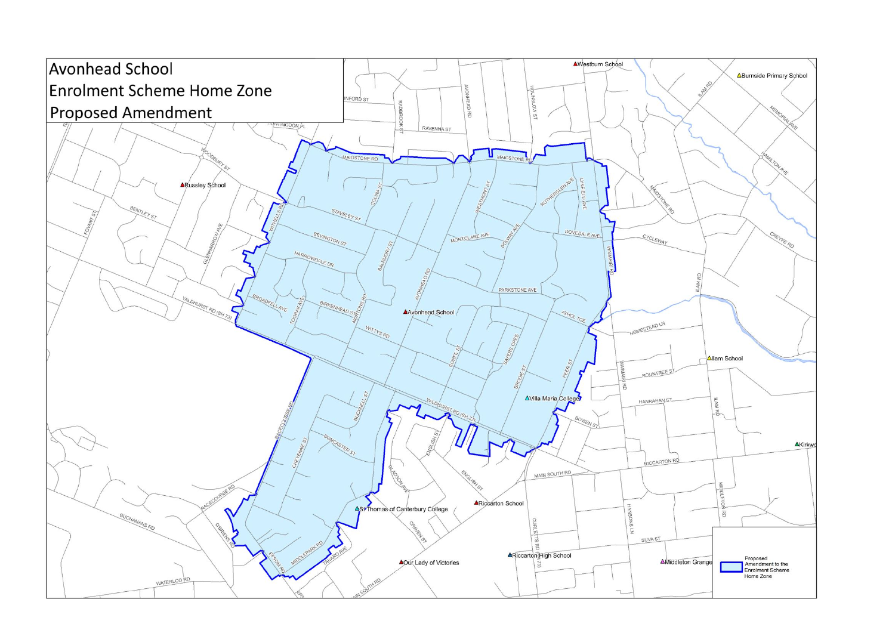# Avonhead School
## Enrolment Scheme Home Zone
## Proposed Amendment

Proposed Amendment to the Enrolment Scheme Home Zone